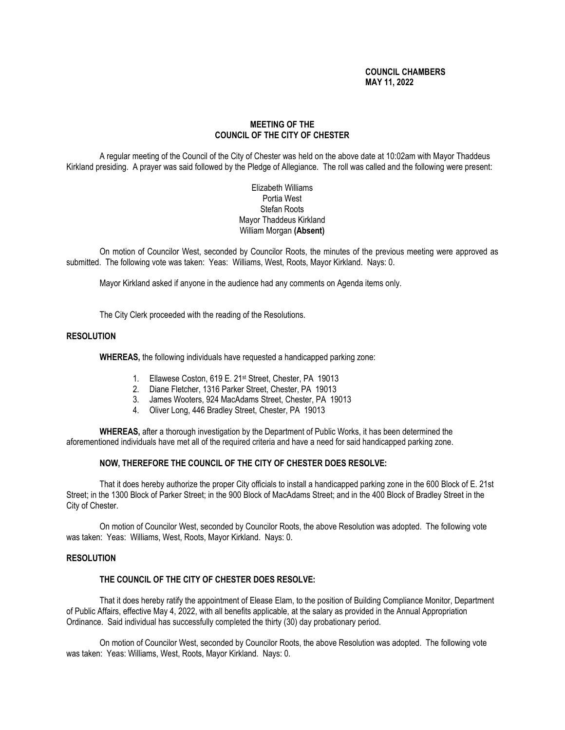**COUNCIL CHAMBERS**
**MAY 11, 2022**

# MEETING OF THE COUNCIL OF THE CITY OF CHESTER

A regular meeting of the Council of the City of Chester was held on the above date at 10:02am with Mayor Thaddeus Kirkland presiding. A prayer was said followed by the Pledge of Allegiance. The roll was called and the following were present:

Elizabeth Williams
Portia West
Stefan Roots
Mayor Thaddeus Kirkland
William Morgan **(Absent)**

On motion of Councilor West, seconded by Councilor Roots, the minutes of the previous meeting were approved as submitted. The following vote was taken: Yeas: Williams, West, Roots, Mayor Kirkland. Nays: 0.

Mayor Kirkland asked if anyone in the audience had any comments on Agenda items only.

The City Clerk proceeded with the reading of the Resolutions.

## RESOLUTION

**WHEREAS,** the following individuals have requested a handicapped parking zone:

1. Ellawese Coston, 619 E. 21st Street, Chester, PA 19013
2. Diane Fletcher, 1316 Parker Street, Chester, PA 19013
3. James Wooters, 924 MacAdams Street, Chester, PA 19013
4. Oliver Long, 446 Bradley Street, Chester, PA 19013

**WHEREAS,** after a thorough investigation by the Department of Public Works, it has been determined the aforementioned individuals have met all of the required criteria and have a need for said handicapped parking zone.

**NOW, THEREFORE THE COUNCIL OF THE CITY OF CHESTER DOES RESOLVE:**

That it does hereby authorize the proper City officials to install a handicapped parking zone in the 600 Block of E. 21st Street; in the 1300 Block of Parker Street; in the 900 Block of MacAdams Street; and in the 400 Block of Bradley Street in the City of Chester.

On motion of Councilor West, seconded by Councilor Roots, the above Resolution was adopted. The following vote was taken: Yeas: Williams, West, Roots, Mayor Kirkland. Nays: 0.

## RESOLUTION

**THE COUNCIL OF THE CITY OF CHESTER DOES RESOLVE:**

That it does hereby ratify the appointment of Elease Elam, to the position of Building Compliance Monitor, Department of Public Affairs, effective May 4, 2022, with all benefits applicable, at the salary as provided in the Annual Appropriation Ordinance. Said individual has successfully completed the thirty (30) day probationary period.

On motion of Councilor West, seconded by Councilor Roots, the above Resolution was adopted. The following vote was taken: Yeas: Williams, West, Roots, Mayor Kirkland. Nays: 0.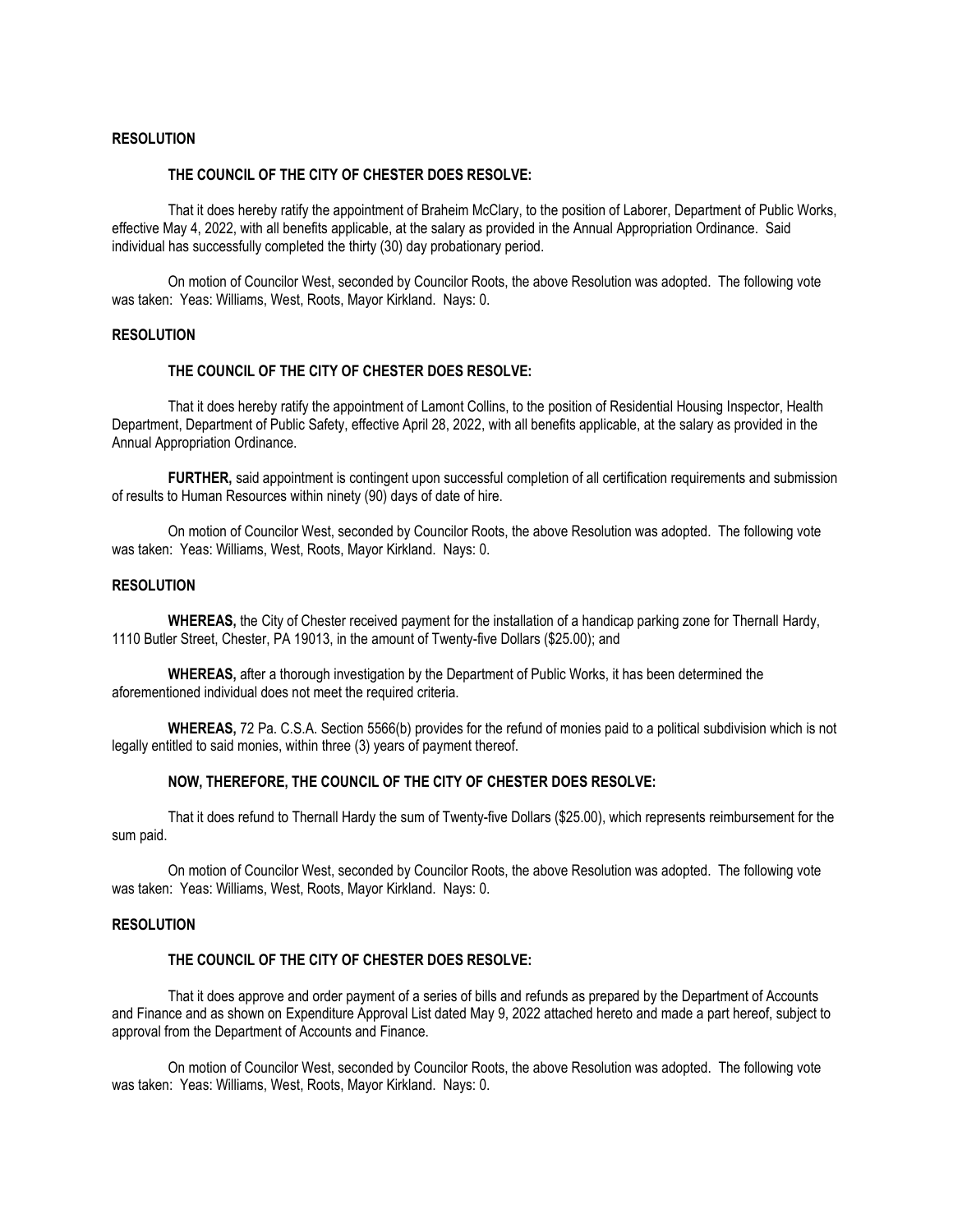**RESOLUTION**

**THE COUNCIL OF THE CITY OF CHESTER DOES RESOLVE:**

That it does hereby ratify the appointment of Braheim McClary, to the position of Laborer, Department of Public Works, effective May 4, 2022, with all benefits applicable, at the salary as provided in the Annual Appropriation Ordinance. Said individual has successfully completed the thirty (30) day probationary period.

On motion of Councilor West, seconded by Councilor Roots, the above Resolution was adopted. The following vote was taken: Yeas: Williams, West, Roots, Mayor Kirkland. Nays: 0.

**RESOLUTION**

**THE COUNCIL OF THE CITY OF CHESTER DOES RESOLVE:**

That it does hereby ratify the appointment of Lamont Collins, to the position of Residential Housing Inspector, Health Department, Department of Public Safety, effective April 28, 2022, with all benefits applicable, at the salary as provided in the Annual Appropriation Ordinance.

**FURTHER,** said appointment is contingent upon successful completion of all certification requirements and submission of results to Human Resources within ninety (90) days of date of hire.

On motion of Councilor West, seconded by Councilor Roots, the above Resolution was adopted. The following vote was taken: Yeas: Williams, West, Roots, Mayor Kirkland. Nays: 0.

**RESOLUTION**

**WHEREAS,** the City of Chester received payment for the installation of a handicap parking zone for Thernall Hardy, 1110 Butler Street, Chester, PA 19013, in the amount of Twenty-five Dollars ($25.00); and

**WHEREAS,** after a thorough investigation by the Department of Public Works, it has been determined the aforementioned individual does not meet the required criteria.

**WHEREAS,** 72 Pa. C.S.A. Section 5566(b) provides for the refund of monies paid to a political subdivision which is not legally entitled to said monies, within three (3) years of payment thereof.

**NOW, THEREFORE, THE COUNCIL OF THE CITY OF CHESTER DOES RESOLVE:**

That it does refund to Thernall Hardy the sum of Twenty-five Dollars ($25.00), which represents reimbursement for the sum paid.

On motion of Councilor West, seconded by Councilor Roots, the above Resolution was adopted. The following vote was taken: Yeas: Williams, West, Roots, Mayor Kirkland. Nays: 0.

**RESOLUTION**

**THE COUNCIL OF THE CITY OF CHESTER DOES RESOLVE:**

That it does approve and order payment of a series of bills and refunds as prepared by the Department of Accounts and Finance and as shown on Expenditure Approval List dated May 9, 2022 attached hereto and made a part hereof, subject to approval from the Department of Accounts and Finance.

On motion of Councilor West, seconded by Councilor Roots, the above Resolution was adopted. The following vote was taken: Yeas: Williams, West, Roots, Mayor Kirkland. Nays: 0.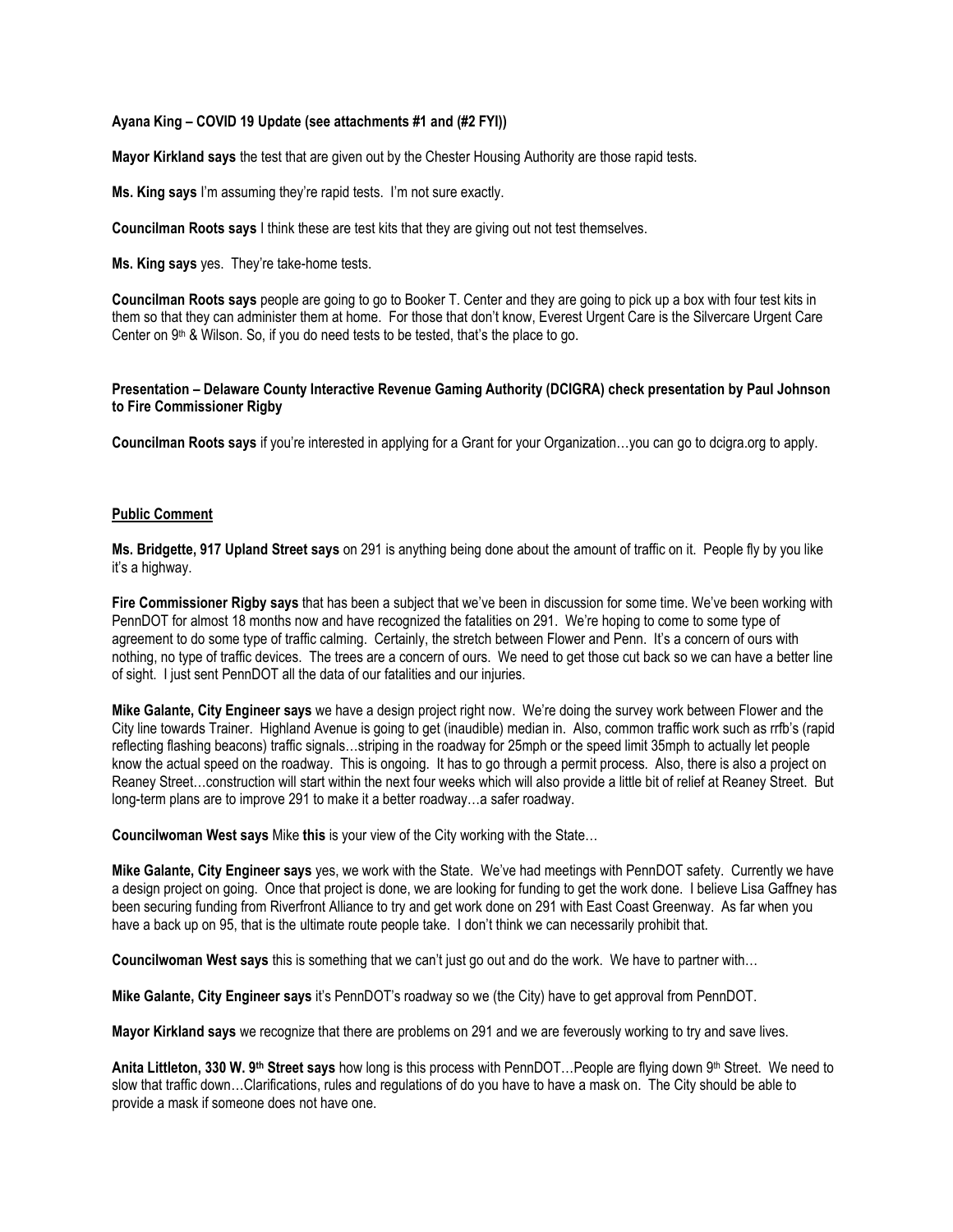**Ayana King – COVID 19 Update (see attachments #1 and (#2 FYI))**

**Mayor Kirkland says** the test that are given out by the Chester Housing Authority are those rapid tests.

**Ms. King says** I'm assuming they're rapid tests. I'm not sure exactly.

**Councilman Roots says** I think these are test kits that they are giving out not test themselves.

**Ms. King says** yes. They're take-home tests.

**Councilman Roots says** people are going to go to Booker T. Center and they are going to pick up a box with four test kits in them so that they can administer them at home. For those that don't know, Everest Urgent Care is the Silvercare Urgent Care Center on 9th & Wilson. So, if you do need tests to be tested, that's the place to go.

**Presentation – Delaware County Interactive Revenue Gaming Authority (DCIGRA) check presentation by Paul Johnson to Fire Commissioner Rigby**

**Councilman Roots says** if you're interested in applying for a Grant for your Organization…you can go to dcigra.org to apply.

**Public Comment**

**Ms. Bridgette, 917 Upland Street says** on 291 is anything being done about the amount of traffic on it. People fly by you like it's a highway.

**Fire Commissioner Rigby says** that has been a subject that we've been in discussion for some time. We've been working with PennDOT for almost 18 months now and have recognized the fatalities on 291. We're hoping to come to some type of agreement to do some type of traffic calming. Certainly, the stretch between Flower and Penn. It's a concern of ours with nothing, no type of traffic devices. The trees are a concern of ours. We need to get those cut back so we can have a better line of sight. I just sent PennDOT all the data of our fatalities and our injuries.

**Mike Galante, City Engineer says** we have a design project right now. We're doing the survey work between Flower and the City line towards Trainer. Highland Avenue is going to get (inaudible) median in. Also, common traffic work such as rrfb's (rapid reflecting flashing beacons) traffic signals…striping in the roadway for 25mph or the speed limit 35mph to actually let people know the actual speed on the roadway. This is ongoing. It has to go through a permit process. Also, there is also a project on Reaney Street…construction will start within the next four weeks which will also provide a little bit of relief at Reaney Street. But long-term plans are to improve 291 to make it a better roadway…a safer roadway.

**Councilwoman West says** Mike **this** is your view of the City working with the State…

**Mike Galante, City Engineer says** yes, we work with the State. We've had meetings with PennDOT safety. Currently we have a design project on going. Once that project is done, we are looking for funding to get the work done. I believe Lisa Gaffney has been securing funding from Riverfront Alliance to try and get work done on 291 with East Coast Greenway. As far when you have a back up on 95, that is the ultimate route people take. I don't think we can necessarily prohibit that.

**Councilwoman West says** this is something that we can't just go out and do the work. We have to partner with…

**Mike Galante, City Engineer says** it's PennDOT's roadway so we (the City) have to get approval from PennDOT.

**Mayor Kirkland says** we recognize that there are problems on 291 and we are feverously working to try and save lives.

**Anita Littleton, 330 W. 9th Street says** how long is this process with PennDOT…People are flying down 9th Street. We need to slow that traffic down…Clarifications, rules and regulations of do you have to have a mask on. The City should be able to provide a mask if someone does not have one.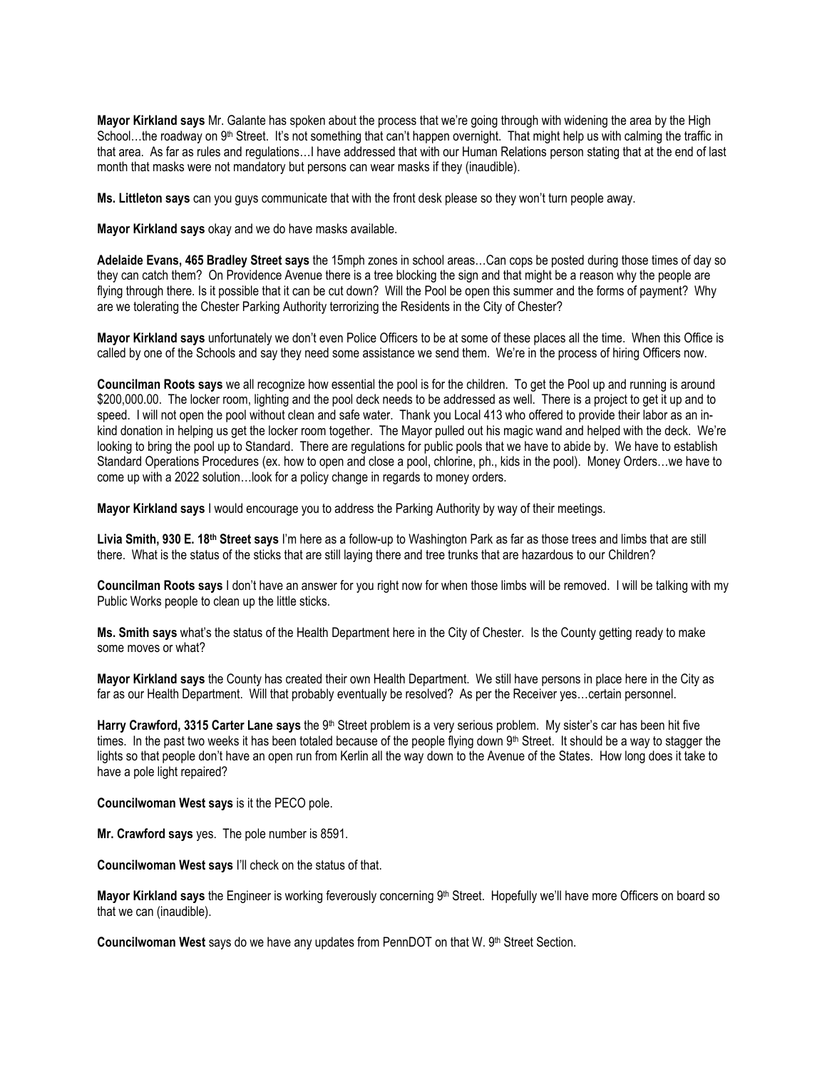**Mayor Kirkland says** Mr. Galante has spoken about the process that we're going through with widening the area by the High School…the roadway on 9th Street. It's not something that can't happen overnight. That might help us with calming the traffic in that area. As far as rules and regulations…I have addressed that with our Human Relations person stating that at the end of last month that masks were not mandatory but persons can wear masks if they (inaudible).

**Ms. Littleton says** can you guys communicate that with the front desk please so they won't turn people away.

**Mayor Kirkland says** okay and we do have masks available.

**Adelaide Evans, 465 Bradley Street says** the 15mph zones in school areas…Can cops be posted during those times of day so they can catch them? On Providence Avenue there is a tree blocking the sign and that might be a reason why the people are flying through there. Is it possible that it can be cut down? Will the Pool be open this summer and the forms of payment? Why are we tolerating the Chester Parking Authority terrorizing the Residents in the City of Chester?

**Mayor Kirkland says** unfortunately we don't even Police Officers to be at some of these places all the time. When this Office is called by one of the Schools and say they need some assistance we send them. We're in the process of hiring Officers now.

**Councilman Roots says** we all recognize how essential the pool is for the children. To get the Pool up and running is around $200,000.00. The locker room, lighting and the pool deck needs to be addressed as well. There is a project to get it up and to speed. I will not open the pool without clean and safe water. Thank you Local 413 who offered to provide their labor as an in-kind donation in helping us get the locker room together. The Mayor pulled out his magic wand and helped with the deck. We're looking to bring the pool up to Standard. There are regulations for public pools that we have to abide by. We have to establish Standard Operations Procedures (ex. how to open and close a pool, chlorine, ph., kids in the pool). Money Orders…we have to come up with a 2022 solution…look for a policy change in regards to money orders.

**Mayor Kirkland says** I would encourage you to address the Parking Authority by way of their meetings.

**Livia Smith, 930 E. 18th Street says** I'm here as a follow-up to Washington Park as far as those trees and limbs that are still there. What is the status of the sticks that are still laying there and tree trunks that are hazardous to our Children?

**Councilman Roots says** I don't have an answer for you right now for when those limbs will be removed. I will be talking with my Public Works people to clean up the little sticks.

**Ms. Smith says** what's the status of the Health Department here in the City of Chester. Is the County getting ready to make some moves or what?

**Mayor Kirkland says** the County has created their own Health Department. We still have persons in place here in the City as far as our Health Department. Will that probably eventually be resolved? As per the Receiver yes…certain personnel.

**Harry Crawford, 3315 Carter Lane says** the 9th Street problem is a very serious problem. My sister's car has been hit five times. In the past two weeks it has been totaled because of the people flying down 9th Street. It should be a way to stagger the lights so that people don't have an open run from Kerlin all the way down to the Avenue of the States. How long does it take to have a pole light repaired?

**Councilwoman West says** is it the PECO pole.

**Mr. Crawford says** yes. The pole number is 8591.

**Councilwoman West says** I'll check on the status of that.

**Mayor Kirkland says** the Engineer is working feverously concerning 9th Street. Hopefully we'll have more Officers on board so that we can (inaudible).

**Councilwoman West** says do we have any updates from PennDOT on that W. 9th Street Section.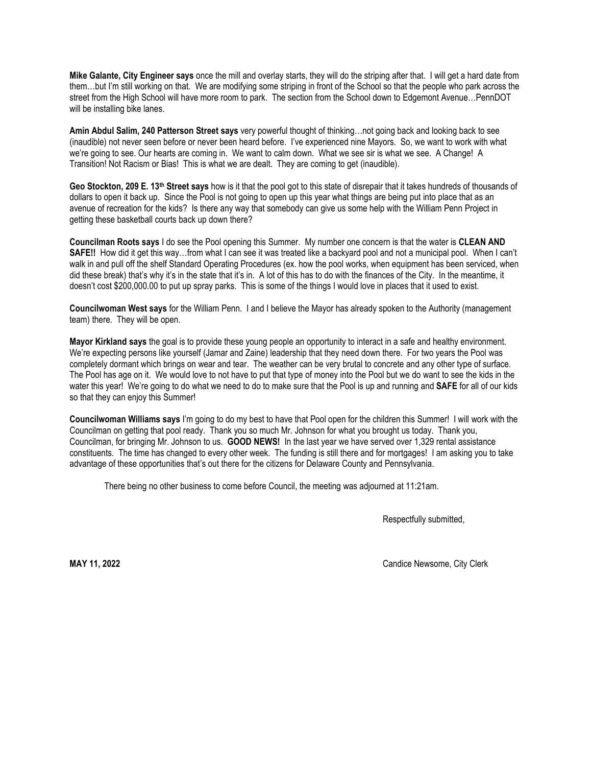**Mike Galante, City Engineer says** once the mill and overlay starts, they will do the striping after that. I will get a hard date from them…but I'm still working on that. We are modifying some striping in front of the School so that the people who park across the street from the High School will have more room to park. The section from the School down to Edgemont Avenue…PennDOT will be installing bike lanes.

**Amin Abdul Salim, 240 Patterson Street says** very powerful thought of thinking…not going back and looking back to see (inaudible) not never seen before or never been heard before. I've experienced nine Mayors. So, we want to work with what we're going to see. Our hearts are coming in. We want to calm down. What we see sir is what we see. A Change! A Transition! Not Racism or Bias! This is what we are dealt. They are coming to get (inaudible).

**Geo Stockton, 209 E. 13th Street says** how is it that the pool got to this state of disrepair that it takes hundreds of thousands of dollars to open it back up. Since the Pool is not going to open up this year what things are being put into place that as an avenue of recreation for the kids? Is there any way that somebody can give us some help with the William Penn Project in getting these basketball courts back up down there?

**Councilman Roots says** I do see the Pool opening this Summer. My number one concern is that the water is **CLEAN AND SAFE!!** How did it get this way…from what I can see it was treated like a backyard pool and not a municipal pool. When I can't walk in and pull off the shelf Standard Operating Procedures (ex. how the pool works, when equipment has been serviced, when did these break) that's why it's in the state that it's in. A lot of this has to do with the finances of the City. In the meantime, it doesn't cost $200,000.00 to put up spray parks. This is some of the things I would love in places that it used to exist.

**Councilwoman West says** for the William Penn. I and I believe the Mayor has already spoken to the Authority (management team) there. They will be open.

**Mayor Kirkland says** the goal is to provide these young people an opportunity to interact in a safe and healthy environment. We're expecting persons like yourself (Jamar and Zaine) leadership that they need down there. For two years the Pool was completely dormant which brings on wear and tear. The weather can be very brutal to concrete and any other type of surface. The Pool has age on it. We would love to not have to put that type of money into the Pool but we do want to see the kids in the water this year! We're going to do what we need to do to make sure that the Pool is up and running and **SAFE** for all of our kids so that they can enjoy this Summer!

**Councilwoman Williams says** I'm going to do my best to have that Pool open for the children this Summer! I will work with the Councilman on getting that pool ready. Thank you so much Mr. Johnson for what you brought us today. Thank you, Councilman, for bringing Mr. Johnson to us. **GOOD NEWS!** In the last year we have served over 1,329 rental assistance constituents. The time has changed to every other week. The funding is still there and for mortgages! I am asking you to take advantage of these opportunities that's out there for the citizens for Delaware County and Pennsylvania.

There being no other business to come before Council, the meeting was adjourned at 11:21am.

Respectfully submitted,

**MAY 11, 2022**

Candice Newsome, City Clerk